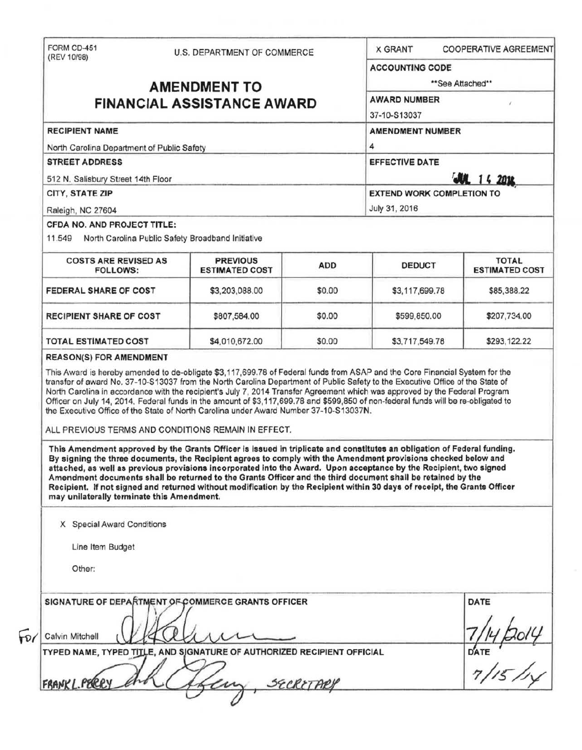FORM CD-451 (REV 10/98)

U.S. DEPARTMENT OF COMMERCE

# AMENDMENT TO FINANCIAL ASSISTANCE AWARD

X GRANT    COOPERATIVE AGREEMENT

**ACCOUNTING CODE**
**See Attached**

**AWARD NUMBER**
37-10-S13037

**RECIPIENT NAME**
North Carolina Department of Public Safety

**AMENDMENT NUMBER**
4

**STREET ADDRESS**
512 N. Salisbury Street 14th Floor

**EFFECTIVE DATE**
JUL 14 2014

**CITY, STATE ZIP**
Raleigh, NC 27604

**EXTEND WORK COMPLETION TO**
July 31, 2016

**CFDA NO. AND PROJECT TITLE:**
11.549 North Carolina Public Safety Broadband Initiative

| COSTS ARE REVISED AS FOLLOWS: | PREVIOUS ESTIMATED COST | ADD | DEDUCT | TOTAL ESTIMATED COST |
|---|---|---|---|---|
| FEDERAL SHARE OF COST | $3,203,088.00 | $0.00 | $3,117,699.78 | $85,388.22 |
| RECIPIENT SHARE OF COST | $807,584.00 | $0.00 | $599,850.00 | $207,734.00 |
| TOTAL ESTIMATED COST | $4,010,672.00 | $0.00 | $3,717,549.78 | $293,122.22 |

**REASON(S) FOR AMENDMENT**

This Award is hereby amended to de-obligate $3,117,699.78 of Federal funds from ASAP and the Core Financial System for the transfer of award No. 37-10-S13037 from the North Carolina Department of Public Safety to the Executive Office of the State of North Carolina in accordance with the recipient's July 7, 2014 Transfer Agreement which was approved by the Federal Program Officer on July 14, 2014. Federal funds in the amount of $3,117,699.78 and $599,850 of non-federal funds will be re-obligated to the Executive Office of the State of North Carolina under Award Number 37-10-S13037N.

ALL PREVIOUS TERMS AND CONDITIONS REMAIN IN EFFECT.

**This Amendment approved by the Grants Officer is issued in triplicate and constitutes an obligation of Federal funding. By signing the three documents, the Recipient agrees to comply with the Amendment provisions checked below and attached, as well as previous provisions incorporated into the Award. Upon acceptance by the Recipient, two signed Amendment documents shall be returned to the Grants Officer and the third document shall be retained by the Recipient. If not signed and returned without modification by the Recipient within 30 days of receipt, the Grants Officer may unilaterally terminate this Amendment.**

X Special Award Conditions

Line Item Budget

Other:

**SIGNATURE OF DEPARTMENT OF COMMERCE GRANTS OFFICER**
For Calvin Mitchell

**DATE**
7/14/2014

**TYPED NAME, TYPED TITLE, AND SIGNATURE OF AUTHORIZED RECIPIENT OFFICIAL**
FRANK L. PERRY, SECRETARY

**DATE**
7/15/14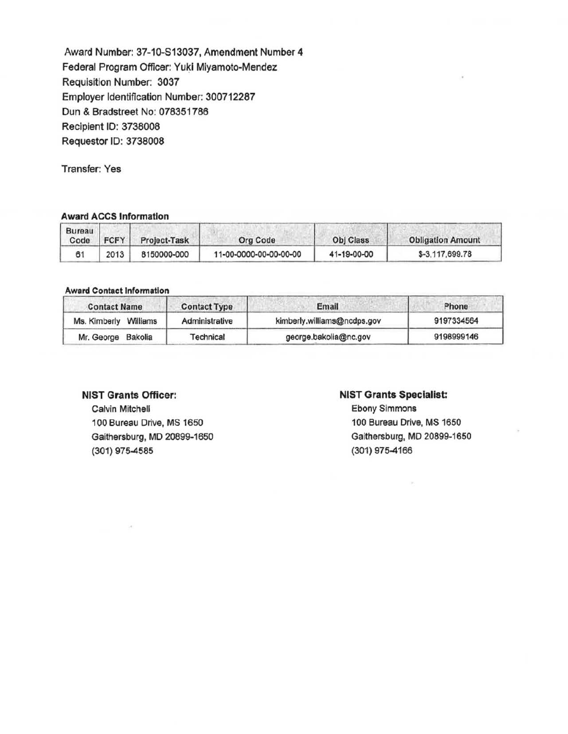Award Number: 37-10-S13037, Amendment Number 4
Federal Program Officer: Yuki Miyamoto-Mendez
Requisition Number: 3037
Employer Identification Number: 300712287
Dun & Bradstreet No: 078351786
Recipient ID: 3738008
Requestor ID: 3738008

Transfer: Yes

**Award ACCS Information**

| Bureau Code | FCFY | Project-Task | Org Code | Obj Class | Obligation Amount |
|---|---|---|---|---|---|
| 61 | 2013 | 8150000-000 | 11-00-0000-00-00-00-00 | 41-19-00-00 | $-3,117,699.78 |

**Award Contact Information**

| Contact Name | Contact Type | Email | Phone |
|---|---|---|---|
| Ms. Kimberly Williams | Administrative | kimberly.williams@ncdps.gov | 9197334564 |
| Mr. George Bakolia | Technical | george.bakolia@nc.gov | 9198999146 |

**NIST Grants Officer:**
Calvin Mitchell
100 Bureau Drive, MS 1650
Gaithersburg, MD 20899-1650
(301) 975-4585

**NIST Grants Specialist:**
Ebony Simmons
100 Bureau Drive, MS 1650
Gaithersburg, MD 20899-1650
(301) 975-4166